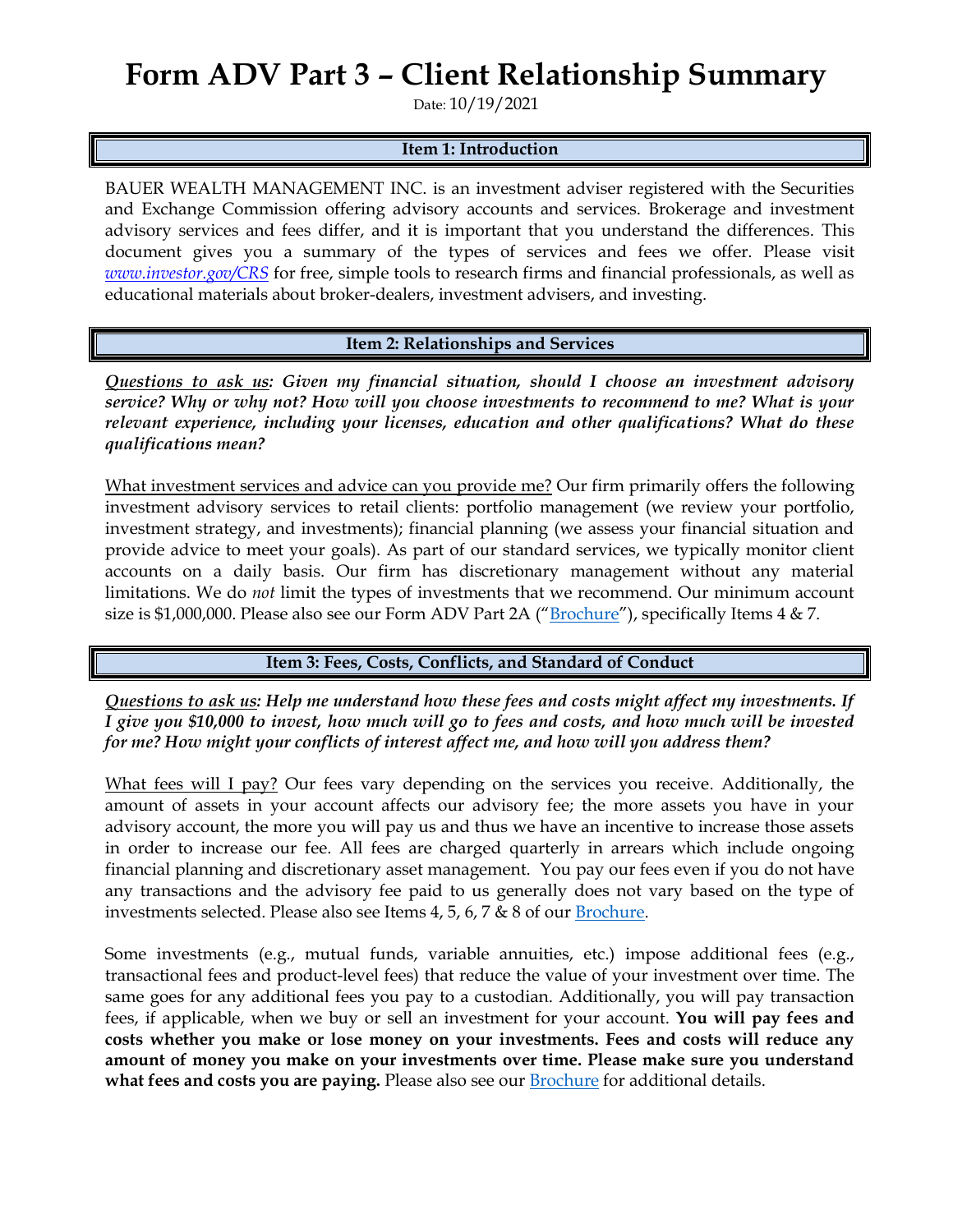# Form ADV Part 3 – Client Relationship Summary

Date: 10/19/2021

## Item 1: Introduction

BAUER WEALTH MANAGEMENT INC. is an investment adviser registered with the Securities and Exchange Commission offering advisory accounts and services. Brokerage and investment advisory services and fees differ, and it is important that you understand the differences. This document gives you a summary of the types of services and fees we offer. Please visit *www.investor.gov/CRS* for free, simple tools to research firms and financial professionals, as well as educational materials about broker-dealers, investment advisers, and investing.

## Item 2: Relationships and Services

***Questions to ask us: Given my financial situation, should I choose an investment advisory service? Why or why not? How will you choose investments to recommend to me? What is your relevant experience, including your licenses, education and other qualifications? What do these qualifications mean?***

What investment services and advice can you provide me? Our firm primarily offers the following investment advisory services to retail clients: portfolio management (we review your portfolio, investment strategy, and investments); financial planning (we assess your financial situation and provide advice to meet your goals). As part of our standard services, we typically monitor client accounts on a daily basis. Our firm has discretionary management without any material limitations. We do *not* limit the types of investments that we recommend. Our minimum account size is $1,000,000. Please also see our Form ADV Part 2A ("Brochure"), specifically Items 4 & 7.

## Item 3: Fees, Costs, Conflicts, and Standard of Conduct

***Questions to ask us: Help me understand how these fees and costs might affect my investments. If I give you $10,000 to invest, how much will go to fees and costs, and how much will be invested for me? How might your conflicts of interest affect me, and how will you address them?***

What fees will I pay? Our fees vary depending on the services you receive. Additionally, the amount of assets in your account affects our advisory fee; the more assets you have in your advisory account, the more you will pay us and thus we have an incentive to increase those assets in order to increase our fee. All fees are charged quarterly in arrears which include ongoing financial planning and discretionary asset management. You pay our fees even if you do not have any transactions and the advisory fee paid to us generally does not vary based on the type of investments selected. Please also see Items 4, 5, 6, 7 & 8 of our Brochure.

Some investments (e.g., mutual funds, variable annuities, etc.) impose additional fees (e.g., transactional fees and product-level fees) that reduce the value of your investment over time. The same goes for any additional fees you pay to a custodian. Additionally, you will pay transaction fees, if applicable, when we buy or sell an investment for your account. **You will pay fees and costs whether you make or lose money on your investments. Fees and costs will reduce any amount of money you make on your investments over time. Please make sure you understand what fees and costs you are paying.** Please also see our Brochure for additional details.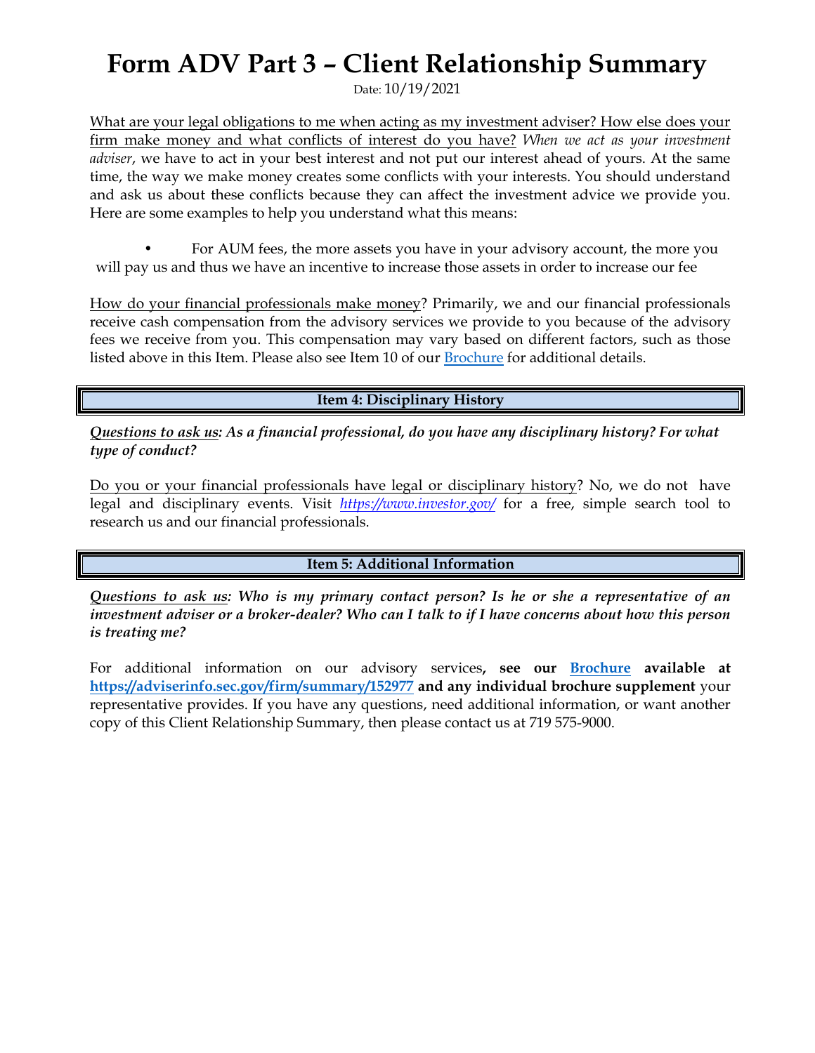# Form ADV Part 3 – Client Relationship Summary

Date: 10/19/2021

What are your legal obligations to me when acting as my investment adviser? How else does your firm make money and what conflicts of interest do you have? *When we act as your investment adviser*, we have to act in your best interest and not put our interest ahead of yours. At the same time, the way we make money creates some conflicts with your interests. You should understand and ask us about these conflicts because they can affect the investment advice we provide you. Here are some examples to help you understand what this means:

- For AUM fees, the more assets you have in your advisory account, the more you will pay us and thus we have an incentive to increase those assets in order to increase our fee

How do your financial professionals make money? Primarily, we and our financial professionals receive cash compensation from the advisory services we provide to you because of the advisory fees we receive from you. This compensation may vary based on different factors, such as those listed above in this Item. Please also see Item 10 of our Brochure for additional details.

## Item 4: Disciplinary History

***Questions to ask us: As a financial professional, do you have any disciplinary history? For what type of conduct?***

Do you or your financial professionals have legal or disciplinary history? No, we do not have legal and disciplinary events. Visit *https://www.investor.gov/* for a free, simple search tool to research us and our financial professionals.

## Item 5: Additional Information

***Questions to ask us: Who is my primary contact person? Is he or she a representative of an investment adviser or a broker-dealer? Who can I talk to if I have concerns about how this person is treating me?***

For additional information on our advisory services**, see our Brochure available at https://adviserinfo.sec.gov/firm/summary/152977 and any individual brochure supplement** your representative provides. If you have any questions, need additional information, or want another copy of this Client Relationship Summary, then please contact us at 719 575-9000.